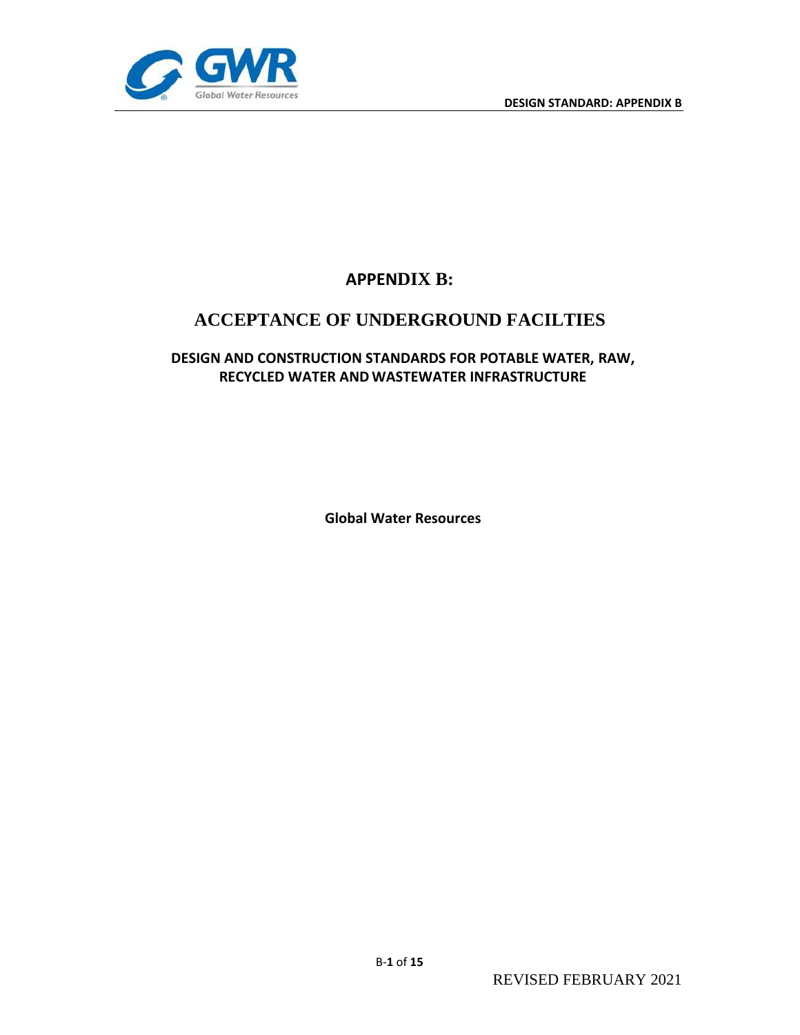# APPENDIX B:

# ACCEPTANCE OF UNDERGROUND FACILTIES

## DESIGN AND CONSTRUCTION STANDARDS FOR POTABLE WATER, RAW, RECYCLED WATER AND WASTEWATER INFRASTRUCTURE

**Global Water Resources**

REVISED FEBRUARY 2021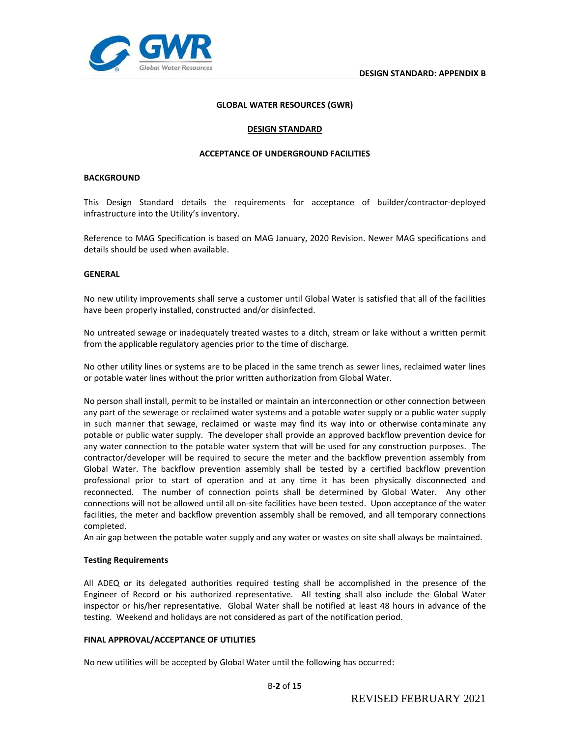**GLOBAL WATER RESOURCES (GWR)**

**DESIGN STANDARD**

**ACCEPTANCE OF UNDERGROUND FACILITIES**

## BACKGROUND

This Design Standard details the requirements for acceptance of builder/contractor-deployed infrastructure into the Utility's inventory.

Reference to MAG Specification is based on MAG January, 2020 Revision. Newer MAG specifications and details should be used when available.

## GENERAL

No new utility improvements shall serve a customer until Global Water is satisfied that all of the facilities have been properly installed, constructed and/or disinfected.

No untreated sewage or inadequately treated wastes to a ditch, stream or lake without a written permit from the applicable regulatory agencies prior to the time of discharge.

No other utility lines or systems are to be placed in the same trench as sewer lines, reclaimed water lines or potable water lines without the prior written authorization from Global Water.

No person shall install, permit to be installed or maintain an interconnection or other connection between any part of the sewerage or reclaimed water systems and a potable water supply or a public water supply in such manner that sewage, reclaimed or waste may find its way into or otherwise contaminate any potable or public water supply. The developer shall provide an approved backflow prevention device for any water connection to the potable water system that will be used for any construction purposes. The contractor/developer will be required to secure the meter and the backflow prevention assembly from Global Water. The backflow prevention assembly shall be tested by a certified backflow prevention professional prior to start of operation and at any time it has been physically disconnected and reconnected. The number of connection points shall be determined by Global Water. Any other connections will not be allowed until all on-site facilities have been tested. Upon acceptance of the water facilities, the meter and backflow prevention assembly shall be removed, and all temporary connections completed.

An air gap between the potable water supply and any water or wastes on site shall always be maintained.

### Testing Requirements

All ADEQ or its delegated authorities required testing shall be accomplished in the presence of the Engineer of Record or his authorized representative. All testing shall also include the Global Water inspector or his/her representative. Global Water shall be notified at least 48 hours in advance of the testing. Weekend and holidays are not considered as part of the notification period.

## FINAL APPROVAL/ACCEPTANCE OF UTILITIES

No new utilities will be accepted by Global Water until the following has occurred: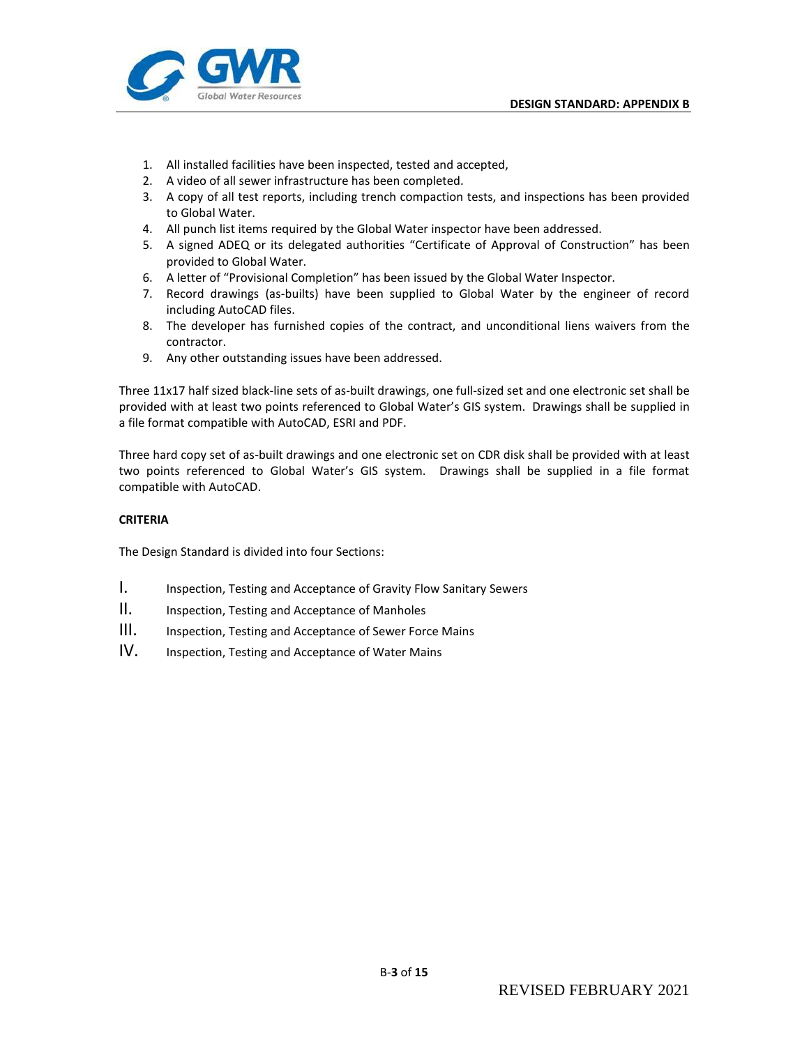1. All installed facilities have been inspected, tested and accepted,
2. A video of all sewer infrastructure has been completed.
3. A copy of all test reports, including trench compaction tests, and inspections has been provided to Global Water.
4. All punch list items required by the Global Water inspector have been addressed.
5. A signed ADEQ or its delegated authorities "Certificate of Approval of Construction" has been provided to Global Water.
6. A letter of "Provisional Completion" has been issued by the Global Water Inspector.
7. Record drawings (as-builts) have been supplied to Global Water by the engineer of record including AutoCAD files.
8. The developer has furnished copies of the contract, and unconditional liens waivers from the contractor.
9. Any other outstanding issues have been addressed.

Three 11x17 half sized black-line sets of as-built drawings, one full-sized set and one electronic set shall be provided with at least two points referenced to Global Water's GIS system. Drawings shall be supplied in a file format compatible with AutoCAD, ESRI and PDF.

Three hard copy set of as-built drawings and one electronic set on CDR disk shall be provided with at least two points referenced to Global Water's GIS system. Drawings shall be supplied in a file format compatible with AutoCAD.

**CRITERIA**

The Design Standard is divided into four Sections:

I. Inspection, Testing and Acceptance of Gravity Flow Sanitary Sewers
II. Inspection, Testing and Acceptance of Manholes
III. Inspection, Testing and Acceptance of Sewer Force Mains
IV. Inspection, Testing and Acceptance of Water Mains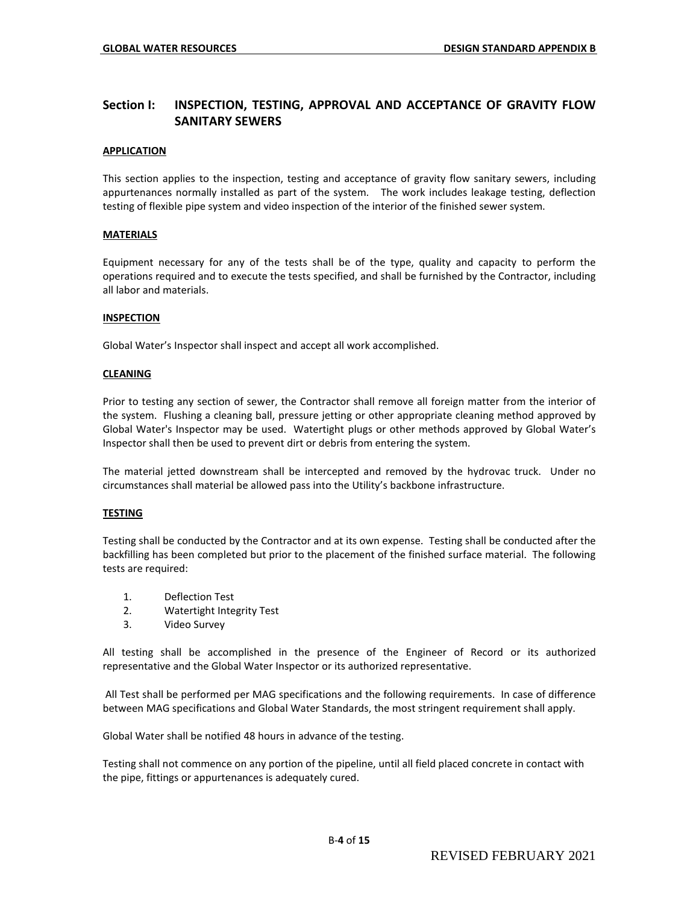## Section I: INSPECTION, TESTING, APPROVAL AND ACCEPTANCE OF GRAVITY FLOW SANITARY SEWERS

**APPLICATION**

This section applies to the inspection, testing and acceptance of gravity flow sanitary sewers, including appurtenances normally installed as part of the system. The work includes leakage testing, deflection testing of flexible pipe system and video inspection of the interior of the finished sewer system.

**MATERIALS**

Equipment necessary for any of the tests shall be of the type, quality and capacity to perform the operations required and to execute the tests specified, and shall be furnished by the Contractor, including all labor and materials.

**INSPECTION**

Global Water's Inspector shall inspect and accept all work accomplished.

**CLEANING**

Prior to testing any section of sewer, the Contractor shall remove all foreign matter from the interior of the system. Flushing a cleaning ball, pressure jetting or other appropriate cleaning method approved by Global Water's Inspector may be used. Watertight plugs or other methods approved by Global Water's Inspector shall then be used to prevent dirt or debris from entering the system.

The material jetted downstream shall be intercepted and removed by the hydrovac truck. Under no circumstances shall material be allowed pass into the Utility's backbone infrastructure.

**TESTING**

Testing shall be conducted by the Contractor and at its own expense. Testing shall be conducted after the backfilling has been completed but prior to the placement of the finished surface material. The following tests are required:

1. Deflection Test
2. Watertight Integrity Test
3. Video Survey

All testing shall be accomplished in the presence of the Engineer of Record or its authorized representative and the Global Water Inspector or its authorized representative.

All Test shall be performed per MAG specifications and the following requirements. In case of difference between MAG specifications and Global Water Standards, the most stringent requirement shall apply.

Global Water shall be notified 48 hours in advance of the testing.

Testing shall not commence on any portion of the pipeline, until all field placed concrete in contact with the pipe, fittings or appurtenances is adequately cured.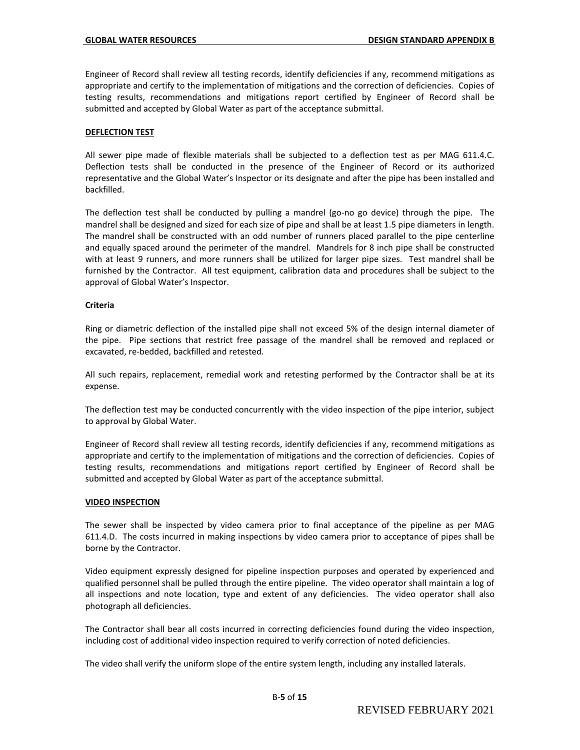Engineer of Record shall review all testing records, identify deficiencies if any, recommend mitigations as appropriate and certify to the implementation of mitigations and the correction of deficiencies. Copies of testing results, recommendations and mitigations report certified by Engineer of Record shall be submitted and accepted by Global Water as part of the acceptance submittal.

## DEFLECTION TEST

All sewer pipe made of flexible materials shall be subjected to a deflection test as per MAG 611.4.C. Deflection tests shall be conducted in the presence of the Engineer of Record or its authorized representative and the Global Water's Inspector or its designate and after the pipe has been installed and backfilled.

The deflection test shall be conducted by pulling a mandrel (go-no go device) through the pipe. The mandrel shall be designed and sized for each size of pipe and shall be at least 1.5 pipe diameters in length. The mandrel shall be constructed with an odd number of runners placed parallel to the pipe centerline and equally spaced around the perimeter of the mandrel. Mandrels for 8 inch pipe shall be constructed with at least 9 runners, and more runners shall be utilized for larger pipe sizes. Test mandrel shall be furnished by the Contractor. All test equipment, calibration data and procedures shall be subject to the approval of Global Water's Inspector.

### Criteria

Ring or diametric deflection of the installed pipe shall not exceed 5% of the design internal diameter of the pipe. Pipe sections that restrict free passage of the mandrel shall be removed and replaced or excavated, re-bedded, backfilled and retested.

All such repairs, replacement, remedial work and retesting performed by the Contractor shall be at its expense.

The deflection test may be conducted concurrently with the video inspection of the pipe interior, subject to approval by Global Water.

Engineer of Record shall review all testing records, identify deficiencies if any, recommend mitigations as appropriate and certify to the implementation of mitigations and the correction of deficiencies. Copies of testing results, recommendations and mitigations report certified by Engineer of Record shall be submitted and accepted by Global Water as part of the acceptance submittal.

## VIDEO INSPECTION

The sewer shall be inspected by video camera prior to final acceptance of the pipeline as per MAG 611.4.D. The costs incurred in making inspections by video camera prior to acceptance of pipes shall be borne by the Contractor.

Video equipment expressly designed for pipeline inspection purposes and operated by experienced and qualified personnel shall be pulled through the entire pipeline. The video operator shall maintain a log of all inspections and note location, type and extent of any deficiencies. The video operator shall also photograph all deficiencies.

The Contractor shall bear all costs incurred in correcting deficiencies found during the video inspection, including cost of additional video inspection required to verify correction of noted deficiencies.

The video shall verify the uniform slope of the entire system length, including any installed laterals.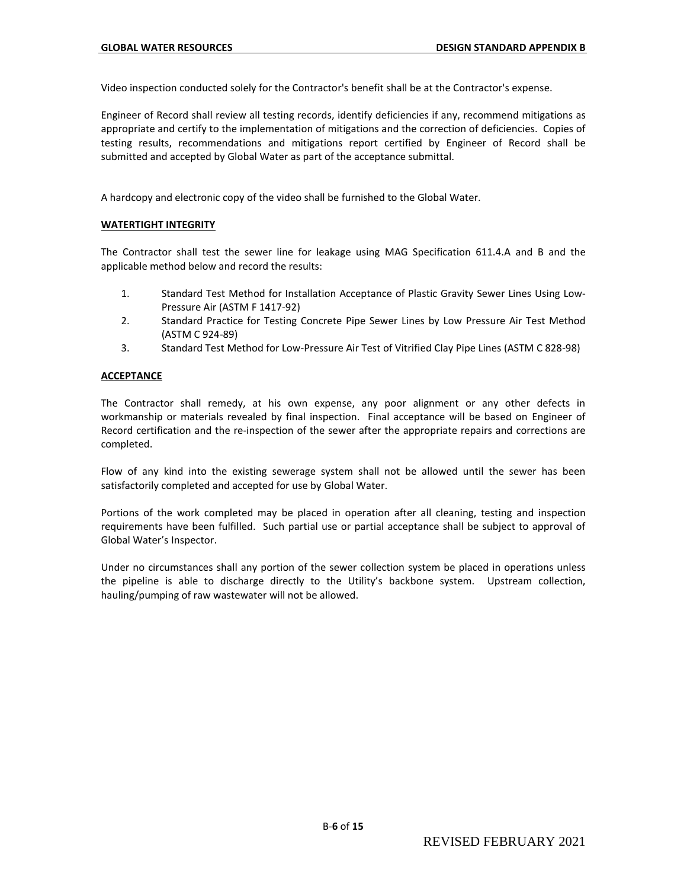Video inspection conducted solely for the Contractor's benefit shall be at the Contractor's expense.

Engineer of Record shall review all testing records, identify deficiencies if any, recommend mitigations as appropriate and certify to the implementation of mitigations and the correction of deficiencies. Copies of testing results, recommendations and mitigations report certified by Engineer of Record shall be submitted and accepted by Global Water as part of the acceptance submittal.

A hardcopy and electronic copy of the video shall be furnished to the Global Water.

**WATERTIGHT INTEGRITY**

The Contractor shall test the sewer line for leakage using MAG Specification 611.4.A and B and the applicable method below and record the results:

1. Standard Test Method for Installation Acceptance of Plastic Gravity Sewer Lines Using Low-Pressure Air (ASTM F 1417-92)
2. Standard Practice for Testing Concrete Pipe Sewer Lines by Low Pressure Air Test Method (ASTM C 924-89)
3. Standard Test Method for Low-Pressure Air Test of Vitrified Clay Pipe Lines (ASTM C 828-98)

**ACCEPTANCE**

The Contractor shall remedy, at his own expense, any poor alignment or any other defects in workmanship or materials revealed by final inspection. Final acceptance will be based on Engineer of Record certification and the re-inspection of the sewer after the appropriate repairs and corrections are completed.

Flow of any kind into the existing sewerage system shall not be allowed until the sewer has been satisfactorily completed and accepted for use by Global Water.

Portions of the work completed may be placed in operation after all cleaning, testing and inspection requirements have been fulfilled. Such partial use or partial acceptance shall be subject to approval of Global Water's Inspector.

Under no circumstances shall any portion of the sewer collection system be placed in operations unless the pipeline is able to discharge directly to the Utility's backbone system. Upstream collection, hauling/pumping of raw wastewater will not be allowed.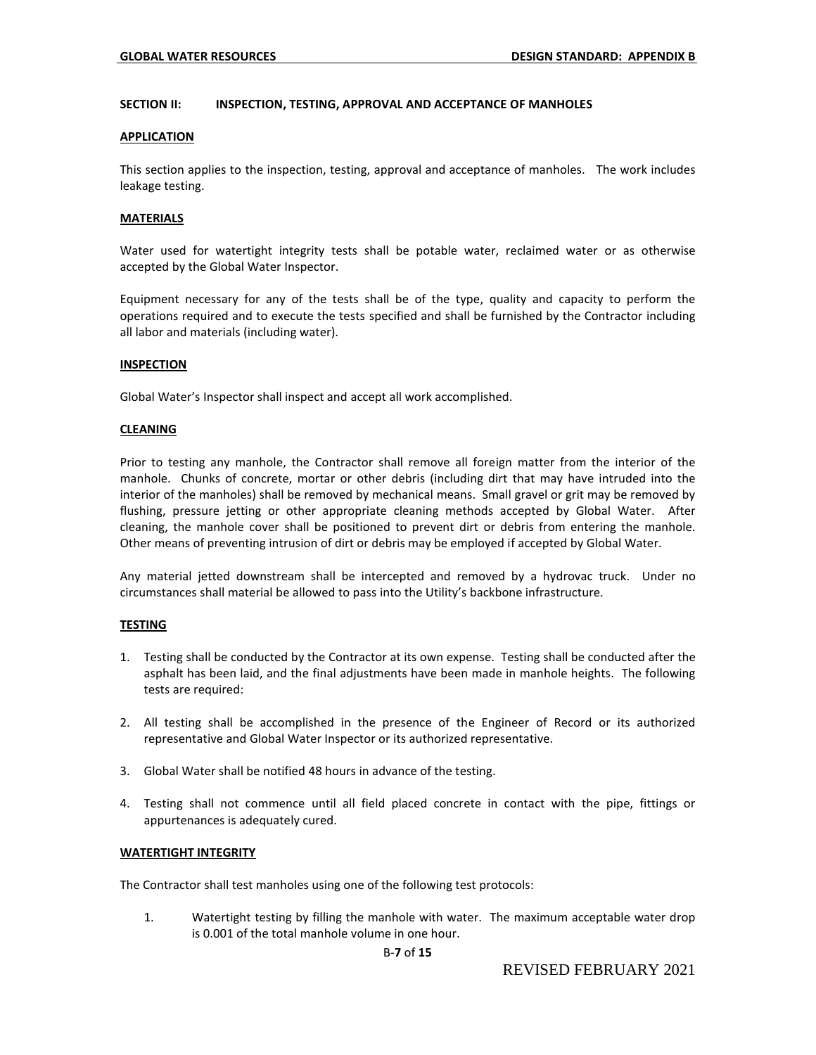## SECTION II: INSPECTION, TESTING, APPROVAL AND ACCEPTANCE OF MANHOLES

### APPLICATION

This section applies to the inspection, testing, approval and acceptance of manholes. The work includes leakage testing.

### MATERIALS

Water used for watertight integrity tests shall be potable water, reclaimed water or as otherwise accepted by the Global Water Inspector.

Equipment necessary for any of the tests shall be of the type, quality and capacity to perform the operations required and to execute the tests specified and shall be furnished by the Contractor including all labor and materials (including water).

### INSPECTION

Global Water's Inspector shall inspect and accept all work accomplished.

### CLEANING

Prior to testing any manhole, the Contractor shall remove all foreign matter from the interior of the manhole. Chunks of concrete, mortar or other debris (including dirt that may have intruded into the interior of the manholes) shall be removed by mechanical means. Small gravel or grit may be removed by flushing, pressure jetting or other appropriate cleaning methods accepted by Global Water. After cleaning, the manhole cover shall be positioned to prevent dirt or debris from entering the manhole. Other means of preventing intrusion of dirt or debris may be employed if accepted by Global Water.

Any material jetted downstream shall be intercepted and removed by a hydrovac truck. Under no circumstances shall material be allowed to pass into the Utility's backbone infrastructure.

### TESTING

1. Testing shall be conducted by the Contractor at its own expense. Testing shall be conducted after the asphalt has been laid, and the final adjustments have been made in manhole heights. The following tests are required:
2. All testing shall be accomplished in the presence of the Engineer of Record or its authorized representative and Global Water Inspector or its authorized representative.
3. Global Water shall be notified 48 hours in advance of the testing.
4. Testing shall not commence until all field placed concrete in contact with the pipe, fittings or appurtenances is adequately cured.

### WATERTIGHT INTEGRITY

The Contractor shall test manholes using one of the following test protocols:

1. Watertight testing by filling the manhole with water. The maximum acceptable water drop is 0.001 of the total manhole volume in one hour.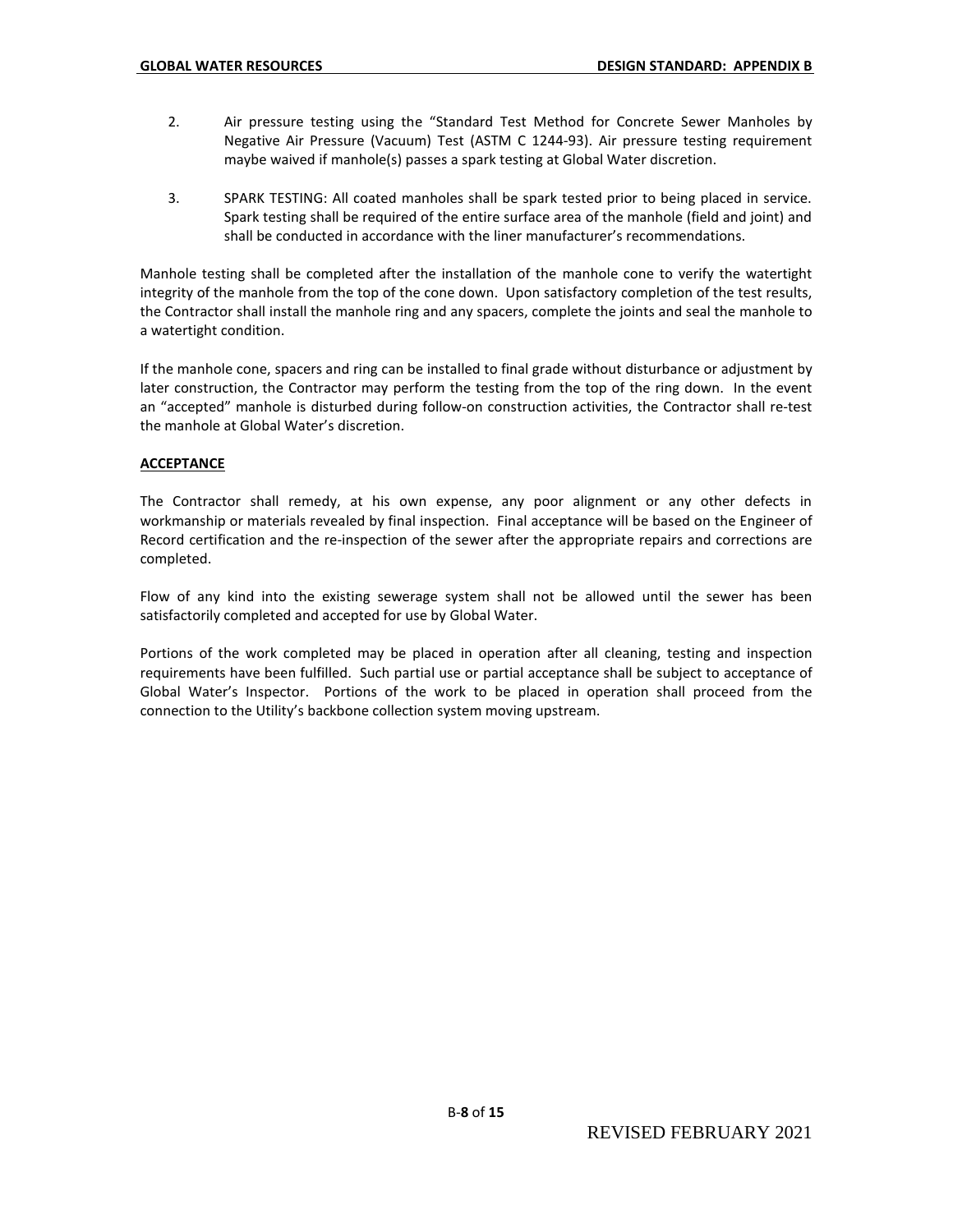2. Air pressure testing using the "Standard Test Method for Concrete Sewer Manholes by Negative Air Pressure (Vacuum) Test (ASTM C 1244-93). Air pressure testing requirement maybe waived if manhole(s) passes a spark testing at Global Water discretion.

3. SPARK TESTING: All coated manholes shall be spark tested prior to being placed in service. Spark testing shall be required of the entire surface area of the manhole (field and joint) and shall be conducted in accordance with the liner manufacturer's recommendations.

Manhole testing shall be completed after the installation of the manhole cone to verify the watertight integrity of the manhole from the top of the cone down. Upon satisfactory completion of the test results, the Contractor shall install the manhole ring and any spacers, complete the joints and seal the manhole to a watertight condition.

If the manhole cone, spacers and ring can be installed to final grade without disturbance or adjustment by later construction, the Contractor may perform the testing from the top of the ring down. In the event an "accepted" manhole is disturbed during follow-on construction activities, the Contractor shall re-test the manhole at Global Water's discretion.

**ACCEPTANCE**

The Contractor shall remedy, at his own expense, any poor alignment or any other defects in workmanship or materials revealed by final inspection. Final acceptance will be based on the Engineer of Record certification and the re-inspection of the sewer after the appropriate repairs and corrections are completed.

Flow of any kind into the existing sewerage system shall not be allowed until the sewer has been satisfactorily completed and accepted for use by Global Water.

Portions of the work completed may be placed in operation after all cleaning, testing and inspection requirements have been fulfilled. Such partial use or partial acceptance shall be subject to acceptance of Global Water's Inspector. Portions of the work to be placed in operation shall proceed from the connection to the Utility's backbone collection system moving upstream.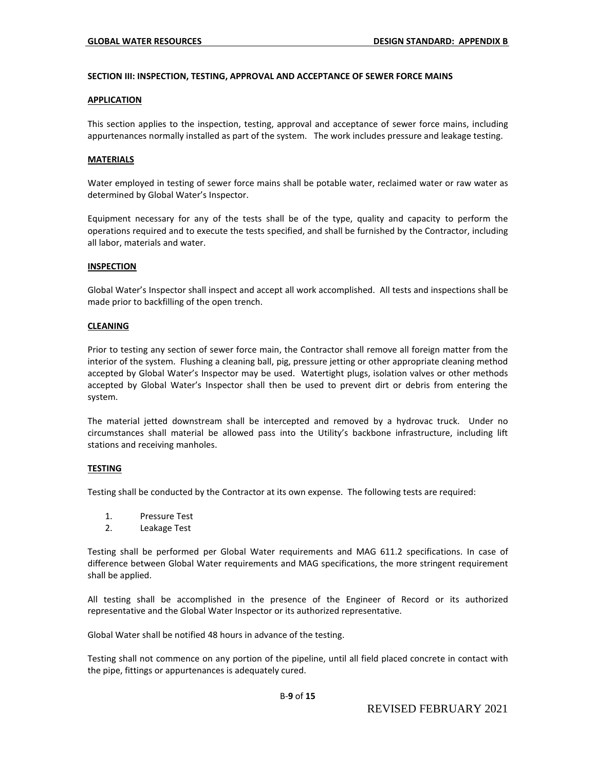## SECTION III: INSPECTION, TESTING, APPROVAL AND ACCEPTANCE OF SEWER FORCE MAINS

### APPLICATION

This section applies to the inspection, testing, approval and acceptance of sewer force mains, including appurtenances normally installed as part of the system. The work includes pressure and leakage testing.

### MATERIALS

Water employed in testing of sewer force mains shall be potable water, reclaimed water or raw water as determined by Global Water's Inspector.

Equipment necessary for any of the tests shall be of the type, quality and capacity to perform the operations required and to execute the tests specified, and shall be furnished by the Contractor, including all labor, materials and water.

### INSPECTION

Global Water's Inspector shall inspect and accept all work accomplished. All tests and inspections shall be made prior to backfilling of the open trench.

### CLEANING

Prior to testing any section of sewer force main, the Contractor shall remove all foreign matter from the interior of the system. Flushing a cleaning ball, pig, pressure jetting or other appropriate cleaning method accepted by Global Water's Inspector may be used. Watertight plugs, isolation valves or other methods accepted by Global Water's Inspector shall then be used to prevent dirt or debris from entering the system.

The material jetted downstream shall be intercepted and removed by a hydrovac truck. Under no circumstances shall material be allowed pass into the Utility's backbone infrastructure, including lift stations and receiving manholes.

### TESTING

Testing shall be conducted by the Contractor at its own expense. The following tests are required:

1. Pressure Test
2. Leakage Test

Testing shall be performed per Global Water requirements and MAG 611.2 specifications. In case of difference between Global Water requirements and MAG specifications, the more stringent requirement shall be applied.

All testing shall be accomplished in the presence of the Engineer of Record or its authorized representative and the Global Water Inspector or its authorized representative.

Global Water shall be notified 48 hours in advance of the testing.

Testing shall not commence on any portion of the pipeline, until all field placed concrete in contact with the pipe, fittings or appurtenances is adequately cured.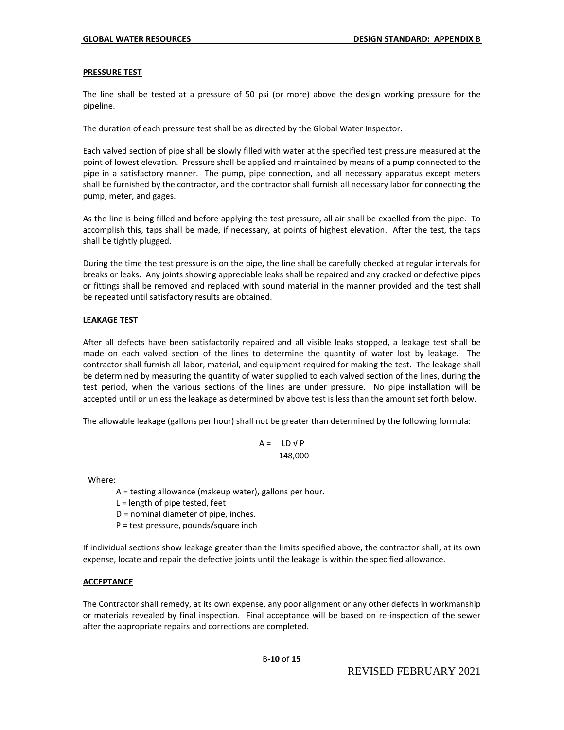**PRESSURE TEST**

The line shall be tested at a pressure of 50 psi (or more) above the design working pressure for the pipeline.

The duration of each pressure test shall be as directed by the Global Water Inspector.

Each valved section of pipe shall be slowly filled with water at the specified test pressure measured at the point of lowest elevation. Pressure shall be applied and maintained by means of a pump connected to the pipe in a satisfactory manner. The pump, pipe connection, and all necessary apparatus except meters shall be furnished by the contractor, and the contractor shall furnish all necessary labor for connecting the pump, meter, and gages.

As the line is being filled and before applying the test pressure, all air shall be expelled from the pipe. To accomplish this, taps shall be made, if necessary, at points of highest elevation. After the test, the taps shall be tightly plugged.

During the time the test pressure is on the pipe, the line shall be carefully checked at regular intervals for breaks or leaks. Any joints showing appreciable leaks shall be repaired and any cracked or defective pipes or fittings shall be removed and replaced with sound material in the manner provided and the test shall be repeated until satisfactory results are obtained.

**LEAKAGE TEST**

After all defects have been satisfactorily repaired and all visible leaks stopped, a leakage test shall be made on each valved section of the lines to determine the quantity of water lost by leakage. The contractor shall furnish all labor, material, and equipment required for making the test. The leakage shall be determined by measuring the quantity of water supplied to each valved section of the lines, during the test period, when the various sections of the lines are under pressure. No pipe installation will be accepted until or unless the leakage as determined by above test is less than the amount set forth below.

The allowable leakage (gallons per hour) shall not be greater than determined by the following formula:

$$A = \frac{LD\sqrt{P}}{148{,}000}$$

Where:

- A = testing allowance (makeup water), gallons per hour.
- L = length of pipe tested, feet
- D = nominal diameter of pipe, inches.
- P = test pressure, pounds/square inch

If individual sections show leakage greater than the limits specified above, the contractor shall, at its own expense, locate and repair the defective joints until the leakage is within the specified allowance.

**ACCEPTANCE**

The Contractor shall remedy, at its own expense, any poor alignment or any other defects in workmanship or materials revealed by final inspection. Final acceptance will be based on re-inspection of the sewer after the appropriate repairs and corrections are completed.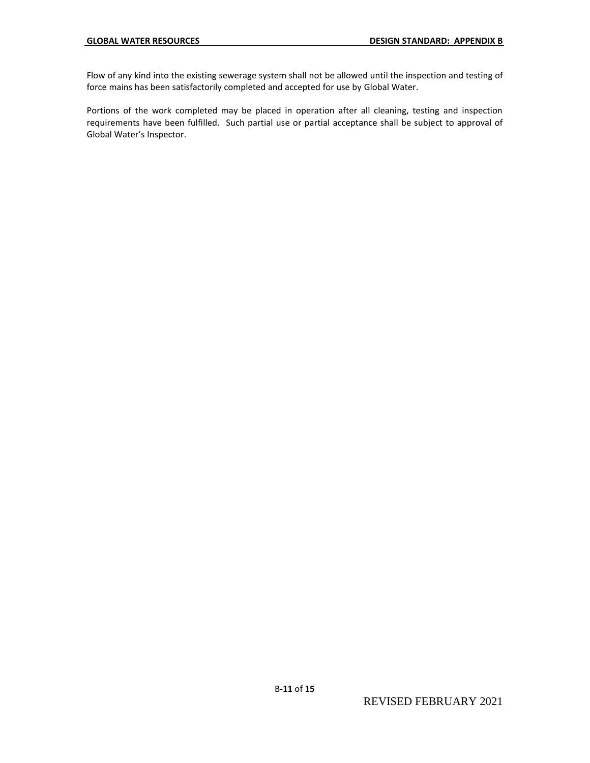Flow of any kind into the existing sewerage system shall not be allowed until the inspection and testing of force mains has been satisfactorily completed and accepted for use by Global Water.

Portions of the work completed may be placed in operation after all cleaning, testing and inspection requirements have been fulfilled. Such partial use or partial acceptance shall be subject to approval of Global Water's Inspector.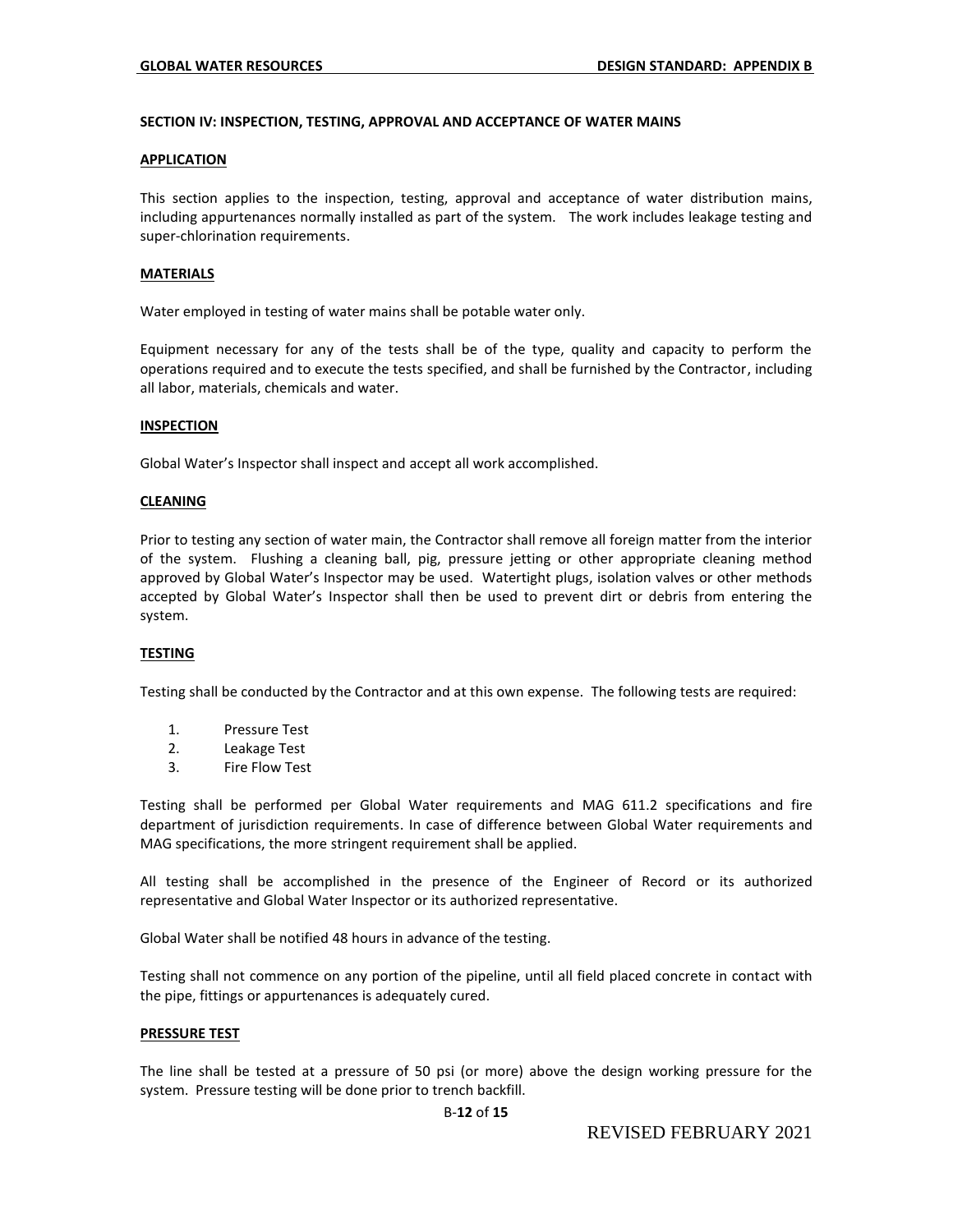## SECTION IV: INSPECTION, TESTING, APPROVAL AND ACCEPTANCE OF WATER MAINS

### APPLICATION

This section applies to the inspection, testing, approval and acceptance of water distribution mains, including appurtenances normally installed as part of the system. The work includes leakage testing and super-chlorination requirements.

### MATERIALS

Water employed in testing of water mains shall be potable water only.

Equipment necessary for any of the tests shall be of the type, quality and capacity to perform the operations required and to execute the tests specified, and shall be furnished by the Contractor, including all labor, materials, chemicals and water.

### INSPECTION

Global Water's Inspector shall inspect and accept all work accomplished.

### CLEANING

Prior to testing any section of water main, the Contractor shall remove all foreign matter from the interior of the system. Flushing a cleaning ball, pig, pressure jetting or other appropriate cleaning method approved by Global Water's Inspector may be used. Watertight plugs, isolation valves or other methods accepted by Global Water's Inspector shall then be used to prevent dirt or debris from entering the system.

### TESTING

Testing shall be conducted by the Contractor and at this own expense. The following tests are required:

1. Pressure Test
2. Leakage Test
3. Fire Flow Test

Testing shall be performed per Global Water requirements and MAG 611.2 specifications and fire department of jurisdiction requirements. In case of difference between Global Water requirements and MAG specifications, the more stringent requirement shall be applied.

All testing shall be accomplished in the presence of the Engineer of Record or its authorized representative and Global Water Inspector or its authorized representative.

Global Water shall be notified 48 hours in advance of the testing.

Testing shall not commence on any portion of the pipeline, until all field placed concrete in contact with the pipe, fittings or appurtenances is adequately cured.

### PRESSURE TEST

The line shall be tested at a pressure of 50 psi (or more) above the design working pressure for the system. Pressure testing will be done prior to trench backfill.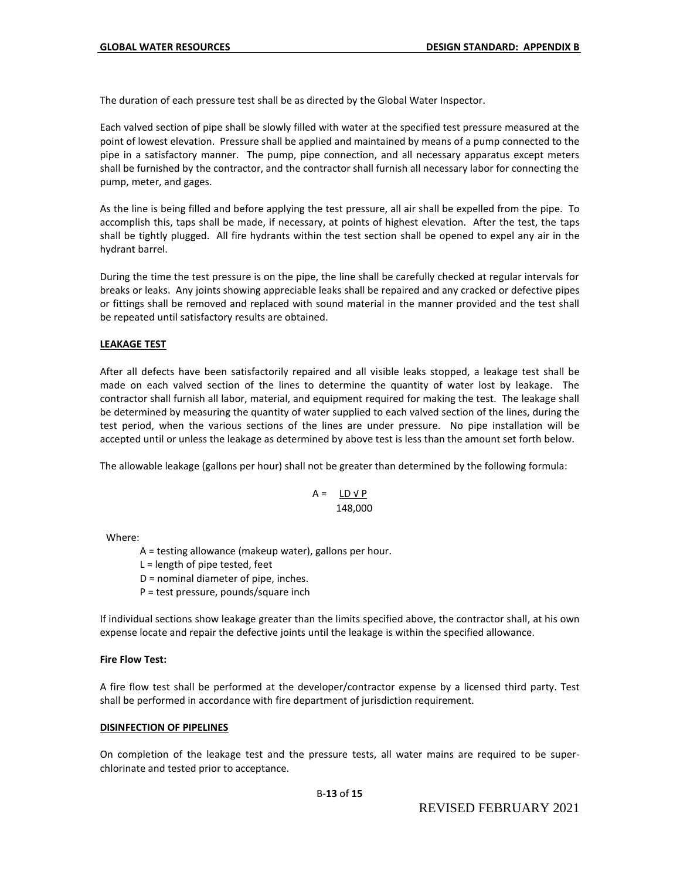The duration of each pressure test shall be as directed by the Global Water Inspector.

Each valved section of pipe shall be slowly filled with water at the specified test pressure measured at the point of lowest elevation. Pressure shall be applied and maintained by means of a pump connected to the pipe in a satisfactory manner. The pump, pipe connection, and all necessary apparatus except meters shall be furnished by the contractor, and the contractor shall furnish all necessary labor for connecting the pump, meter, and gages.

As the line is being filled and before applying the test pressure, all air shall be expelled from the pipe. To accomplish this, taps shall be made, if necessary, at points of highest elevation. After the test, the taps shall be tightly plugged. All fire hydrants within the test section shall be opened to expel any air in the hydrant barrel.

During the time the test pressure is on the pipe, the line shall be carefully checked at regular intervals for breaks or leaks. Any joints showing appreciable leaks shall be repaired and any cracked or defective pipes or fittings shall be removed and replaced with sound material in the manner provided and the test shall be repeated until satisfactory results are obtained.

## LEAKAGE TEST

After all defects have been satisfactorily repaired and all visible leaks stopped, a leakage test shall be made on each valved section of the lines to determine the quantity of water lost by leakage. The contractor shall furnish all labor, material, and equipment required for making the test. The leakage shall be determined by measuring the quantity of water supplied to each valved section of the lines, during the test period, when the various sections of the lines are under pressure. No pipe installation will be accepted until or unless the leakage as determined by above test is less than the amount set forth below.

The allowable leakage (gallons per hour) shall not be greater than determined by the following formula:

$$A = \frac{LD\sqrt{P}}{148{,}000}$$

Where:

- A = testing allowance (makeup water), gallons per hour.
- L = length of pipe tested, feet
- D = nominal diameter of pipe, inches.
- P = test pressure, pounds/square inch

If individual sections show leakage greater than the limits specified above, the contractor shall, at his own expense locate and repair the defective joints until the leakage is within the specified allowance.

**Fire Flow Test:**

A fire flow test shall be performed at the developer/contractor expense by a licensed third party. Test shall be performed in accordance with fire department of jurisdiction requirement.

## DISINFECTION OF PIPELINES

On completion of the leakage test and the pressure tests, all water mains are required to be super-chlorinate and tested prior to acceptance.

REVISED FEBRUARY 2021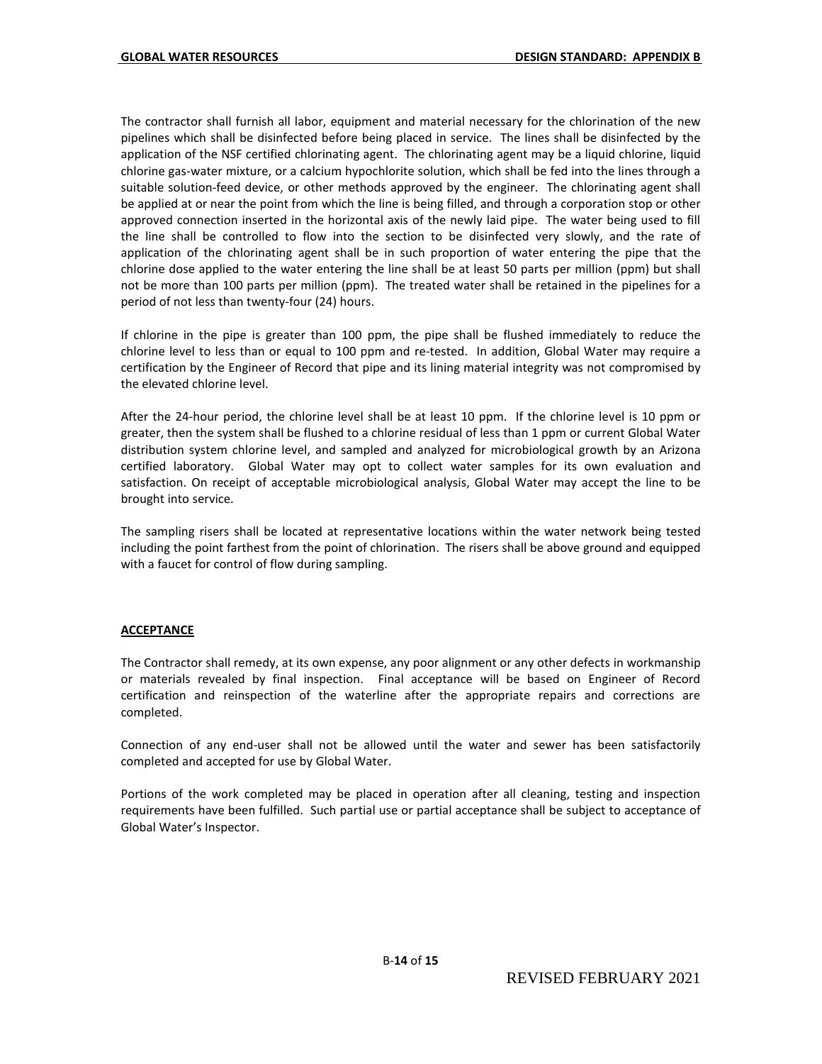The contractor shall furnish all labor, equipment and material necessary for the chlorination of the new pipelines which shall be disinfected before being placed in service. The lines shall be disinfected by the application of the NSF certified chlorinating agent. The chlorinating agent may be a liquid chlorine, liquid chlorine gas-water mixture, or a calcium hypochlorite solution, which shall be fed into the lines through a suitable solution-feed device, or other methods approved by the engineer. The chlorinating agent shall be applied at or near the point from which the line is being filled, and through a corporation stop or other approved connection inserted in the horizontal axis of the newly laid pipe. The water being used to fill the line shall be controlled to flow into the section to be disinfected very slowly, and the rate of application of the chlorinating agent shall be in such proportion of water entering the pipe that the chlorine dose applied to the water entering the line shall be at least 50 parts per million (ppm) but shall not be more than 100 parts per million (ppm). The treated water shall be retained in the pipelines for a period of not less than twenty-four (24) hours.

If chlorine in the pipe is greater than 100 ppm, the pipe shall be flushed immediately to reduce the chlorine level to less than or equal to 100 ppm and re-tested. In addition, Global Water may require a certification by the Engineer of Record that pipe and its lining material integrity was not compromised by the elevated chlorine level.

After the 24-hour period, the chlorine level shall be at least 10 ppm. If the chlorine level is 10 ppm or greater, then the system shall be flushed to a chlorine residual of less than 1 ppm or current Global Water distribution system chlorine level, and sampled and analyzed for microbiological growth by an Arizona certified laboratory. Global Water may opt to collect water samples for its own evaluation and satisfaction. On receipt of acceptable microbiological analysis, Global Water may accept the line to be brought into service.

The sampling risers shall be located at representative locations within the water network being tested including the point farthest from the point of chlorination. The risers shall be above ground and equipped with a faucet for control of flow during sampling.

## ACCEPTANCE

The Contractor shall remedy, at its own expense, any poor alignment or any other defects in workmanship or materials revealed by final inspection. Final acceptance will be based on Engineer of Record certification and reinspection of the waterline after the appropriate repairs and corrections are completed.

Connection of any end-user shall not be allowed until the water and sewer has been satisfactorily completed and accepted for use by Global Water.

Portions of the work completed may be placed in operation after all cleaning, testing and inspection requirements have been fulfilled. Such partial use or partial acceptance shall be subject to acceptance of Global Water's Inspector.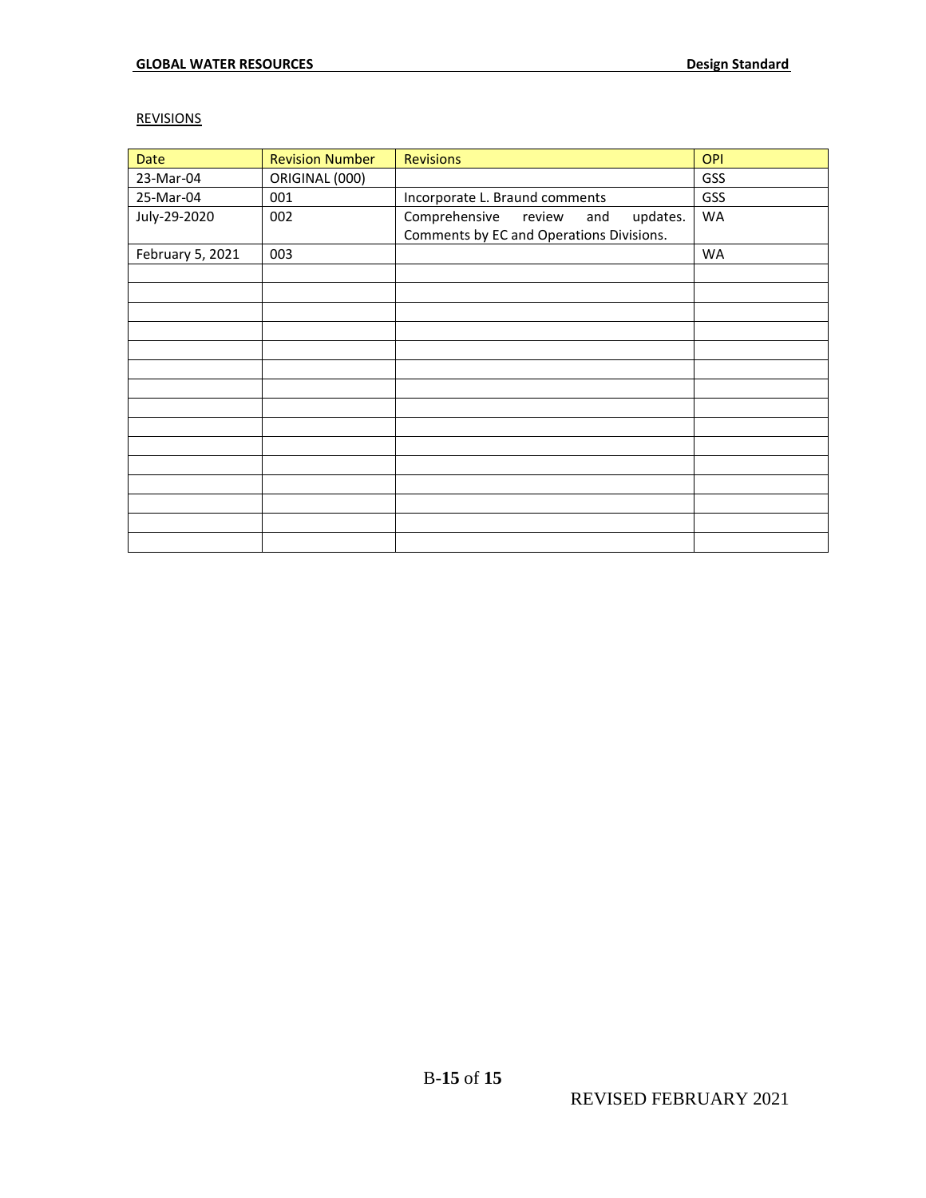REVISIONS

| Date | Revision Number | Revisions | OPI |
|---|---|---|---|
| 23-Mar-04 | ORIGINAL (000) | | GSS |
| 25-Mar-04 | 001 | Incorporate L. Braund comments | GSS |
| July-29-2020 | 002 | Comprehensive review and updates. Comments by EC and Operations Divisions. | WA |
| February 5, 2021 | 003 | | WA |
| | | | |
| | | | |
| | | | |
| | | | |
| | | | |
| | | | |
| | | | |
| | | | |
| | | | |
| | | | |
| | | | |
| | | | |
| | | | |
| | | | |
| | | | |